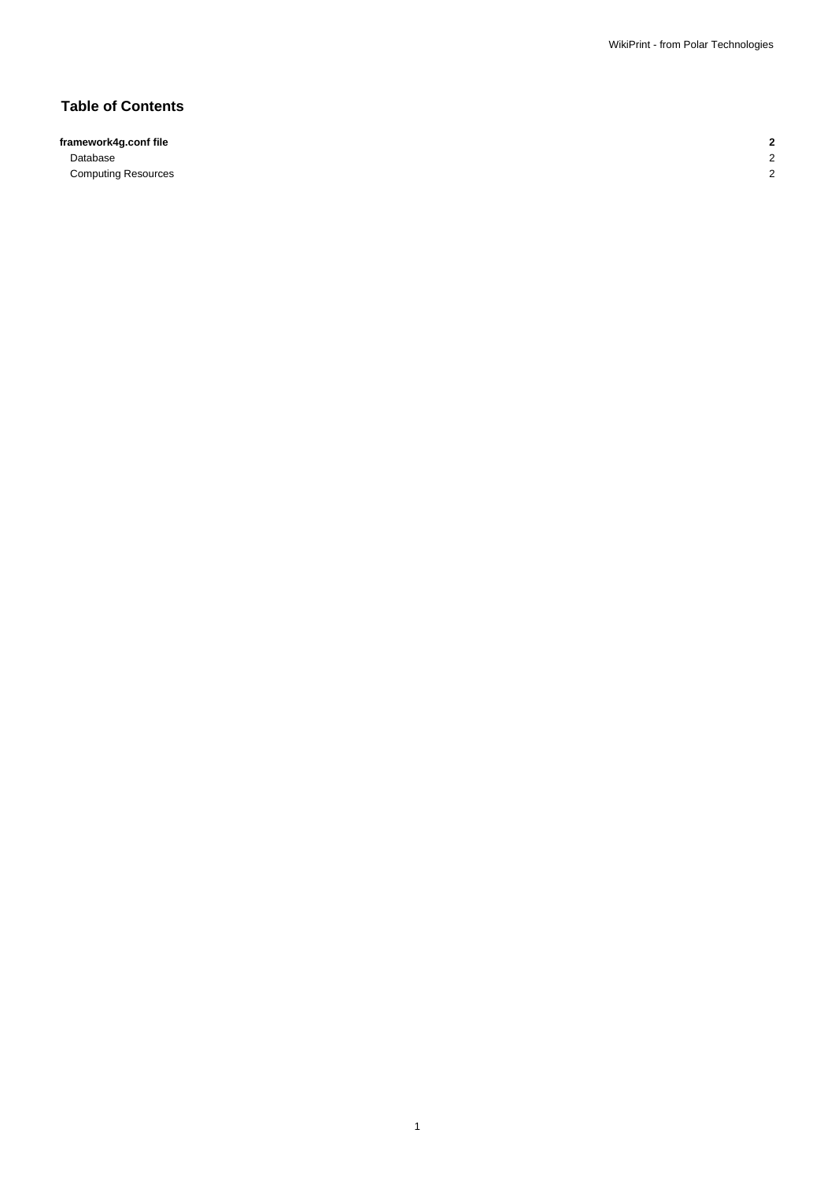## Table of Contents

| | |
|---|---|
| **framework4g.conf file** | **2** |
| Database | 2 |
| Computing Resources | 2 |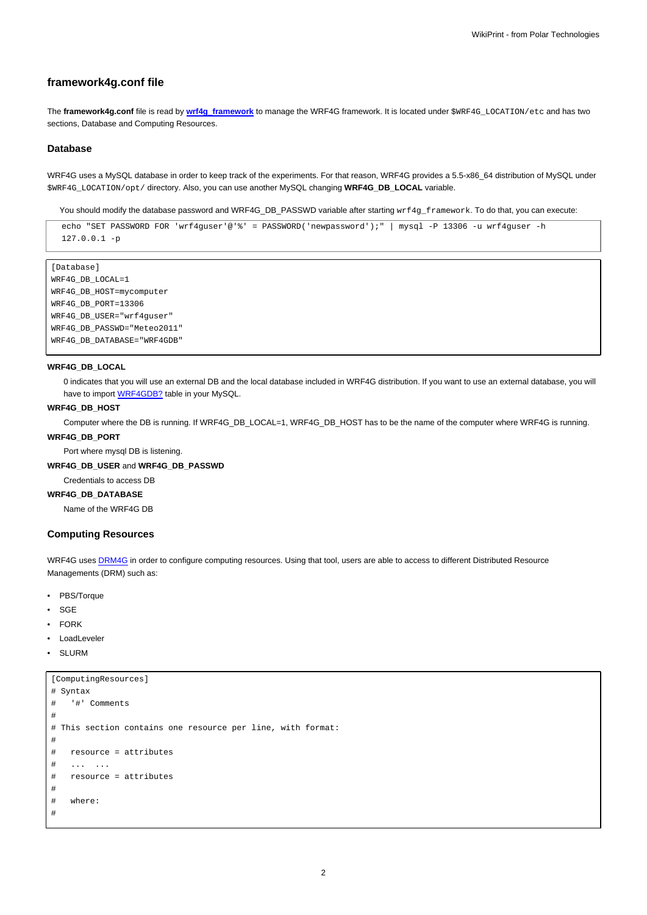## framework4g.conf file

The **framework4g.conf** file is read by **wrf4g_framework** to manage the WRF4G framework. It is located under `$WRF4G_LOCATION/etc` and has two sections, Database and Computing Resources.

### Database

WRF4G uses a MySQL database in order to keep track of the experiments. For that reason, WRF4G provides a 5.5-x86_64 distribution of MySQL under `$WRF4G_LOCATION/opt/` directory. Also, you can use another MySQL changing **WRF4G_DB_LOCAL** variable.

> You should modify the database password and WRF4G_DB_PASSWD variable after starting `wrf4g_framework`. To do that, you can execute:
>
> ```
> echo "SET PASSWORD FOR 'wrf4guser'@'%' = PASSWORD('newpassword');" | mysql -P 13306 -u wrf4guser -h 127.0.0.1 -p
> ```

```
[Database]
WRF4G_DB_LOCAL=1
WRF4G_DB_HOST=mycomputer
WRF4G_DB_PORT=13306
WRF4G_DB_USER="wrf4guser"
WRF4G_DB_PASSWD="Meteo2011"
WRF4G_DB_DATABASE="WRF4GDB"
```

**WRF4G_DB_LOCAL**

0 indicates that you will use an external DB and the local database included in WRF4G distribution. If you want to use an external database, you will have to import WRF4GDB? table in your MySQL.

**WRF4G_DB_HOST**

Computer where the DB is running. If WRF4G_DB_LOCAL=1, WRF4G_DB_HOST has to be the name of the computer where WRF4G is running.

**WRF4G_DB_PORT**

Port where mysql DB is listening.

**WRF4G_DB_USER** and **WRF4G_DB_PASSWD**

Credentials to access DB

**WRF4G_DB_DATABASE**

Name of the WRF4G DB

### Computing Resources

WRF4G uses DRM4G in order to configure computing resources. Using that tool, users are able to access to different Distributed Resource Managements (DRM) such as:

- PBS/Torque
- SGE
- FORK
- LoadLeveler
- SLURM

```
[ComputingResources]
# Syntax
#   '#' Comments
#
# This section contains one resource per line, with format:
#
#   resource = attributes
#   ...  ...
#   resource = attributes
#
#   where:
#
```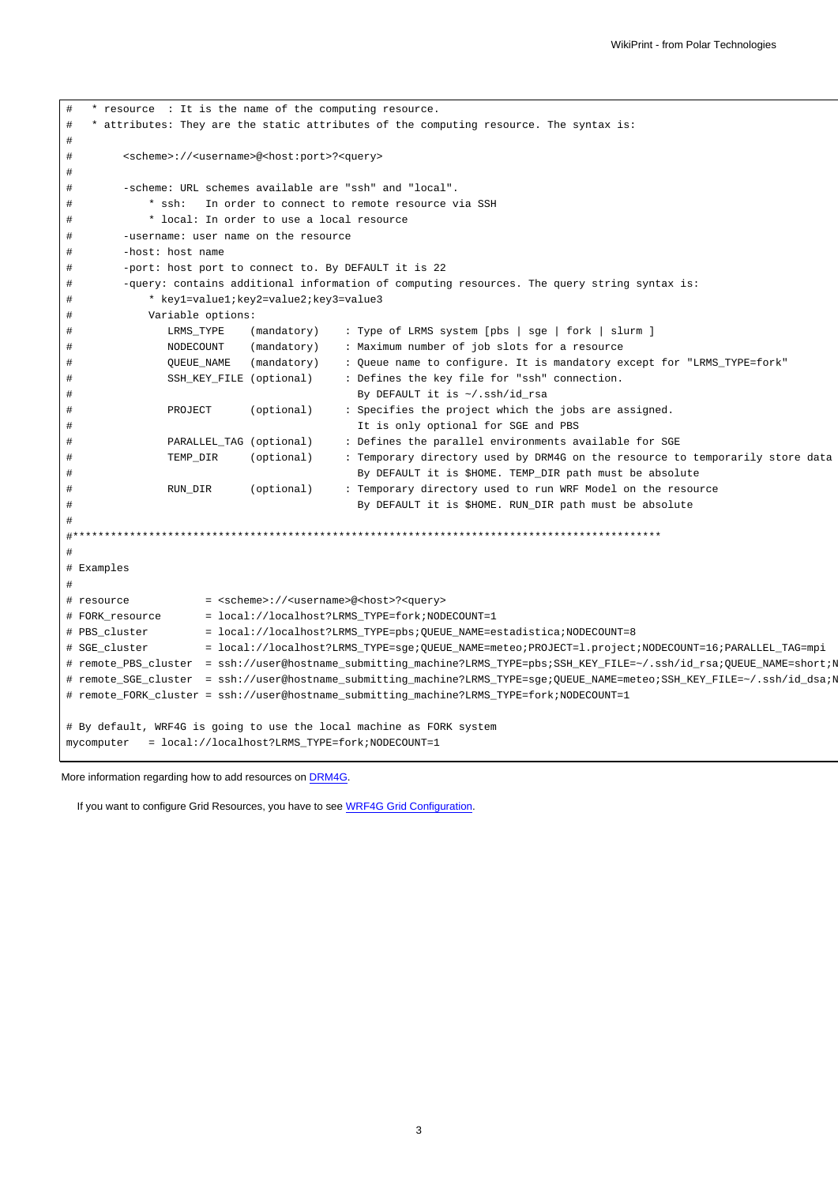```
#   * resource  : It is the name of the computing resource.
#   * attributes: They are the static attributes of the computing resource. The syntax is:
#
#        <scheme>://<username>@<host:port>?<query>
#
#        -scheme: URL schemes available are "ssh" and "local".
#            * ssh:   In order to connect to remote resource via SSH
#            * local: In order to use a local resource
#        -username: user name on the resource
#        -host: host name
#        -port: host port to connect to. By DEFAULT it is 22
#        -query: contains additional information of computing resources. The query string syntax is:
#            * key1=value1;key2=value2;key3=value3
#            Variable options:
#               LRMS_TYPE    (mandatory)    : Type of LRMS system [pbs | sge | fork | slurm ]
#               NODECOUNT    (mandatory)    : Maximum number of job slots for a resource
#               QUEUE_NAME   (mandatory)    : Queue name to configure. It is mandatory except for "LRMS_TYPE=fork"
#               SSH_KEY_FILE (optional)     : Defines the key file for "ssh" connection.
#                                             By DEFAULT it is ~/.ssh/id_rsa
#               PROJECT      (optional)     : Specifies the project which the jobs are assigned.
#                                             It is only optional for SGE and PBS
#               PARALLEL_TAG (optional)     : Defines the parallel environments available for SGE
#               TEMP_DIR     (optional)     : Temporary directory used by DRM4G on the resource to temporarily store data
#                                             By DEFAULT it is $HOME. TEMP_DIR path must be absolute
#               RUN_DIR      (optional)     : Temporary directory used to run WRF Model on the resource
#                                             By DEFAULT it is $HOME. RUN_DIR path must be absolute
#
#*********************************************************************************************
#
# Examples
#
# resource            = <scheme>://<username>@<host>?<query>
# FORK_resource       = local://localhost?LRMS_TYPE=fork;NODECOUNT=1
# PBS_cluster         = local://localhost?LRMS_TYPE=pbs;QUEUE_NAME=estadistica;NODECOUNT=8
# SGE_cluster         = local://localhost?LRMS_TYPE=sge;QUEUE_NAME=meteo;PROJECT=l.project;NODECOUNT=16;PARALLEL_TAG=mpi
# remote_PBS_cluster  = ssh://user@hostname_submitting_machine?LRMS_TYPE=pbs;SSH_KEY_FILE=~/.ssh/id_rsa;QUEUE_NAME=short;N
# remote_SGE_cluster  = ssh://user@hostname_submitting_machine?LRMS_TYPE=sge;QUEUE_NAME=meteo;SSH_KEY_FILE=~/.ssh/id_dsa;N
# remote_FORK_cluster = ssh://user@hostname_submitting_machine?LRMS_TYPE=fork;NODECOUNT=1

# By default, WRF4G is going to use the local machine as FORK system
mycomputer   = local://localhost?LRMS_TYPE=fork;NODECOUNT=1
```

More information regarding how to add resources on DRM4G.

If you want to configure Grid Resources, you have to see WRF4G Grid Configuration.